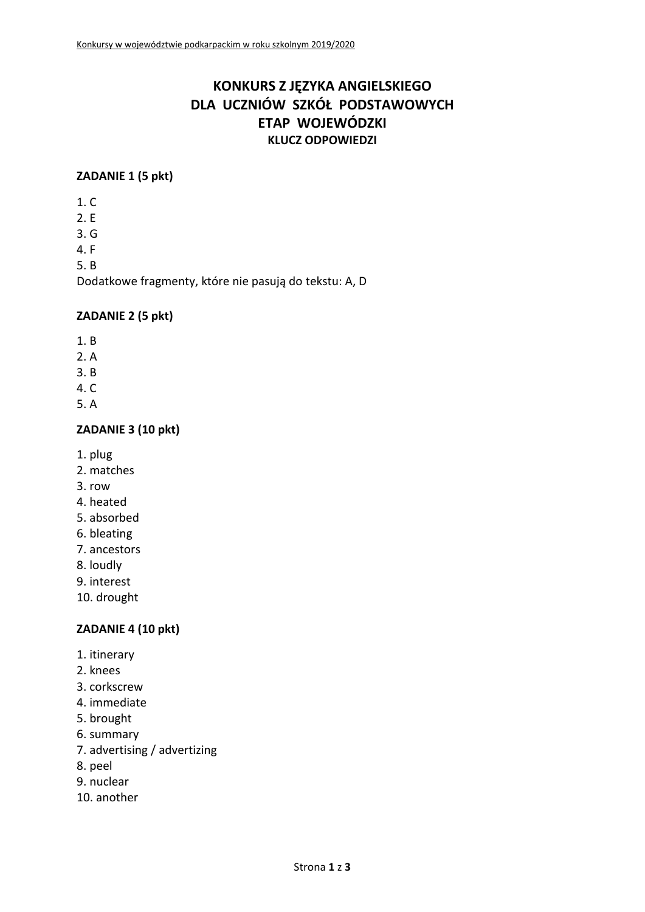# KONKURS Z JĘZYKA ANGIELSKIEGO
# DLA UCZNIÓW SZKÓŁ PODSTAWOWYCH
# ETAP WOJEWÓDZKI
### KLUCZ ODPOWIEDZI

**ZADANIE 1 (5 pkt)**

1. C
2. E
3. G
4. F
5. B

Dodatkowe fragmenty, które nie pasują do tekstu: A, D

**ZADANIE 2 (5 pkt)**

1. B
2. A
3. B
4. C
5. A

**ZADANIE 3 (10 pkt)**

1. plug
2. matches
3. row
4. heated
5. absorbed
6. bleating
7. ancestors
8. loudly
9. interest
10. drought

**ZADANIE 4 (10 pkt)**

1. itinerary
2. knees
3. corkscrew
4. immediate
5. brought
6. summary
7. advertising / advertizing
8. peel
9. nuclear
10. another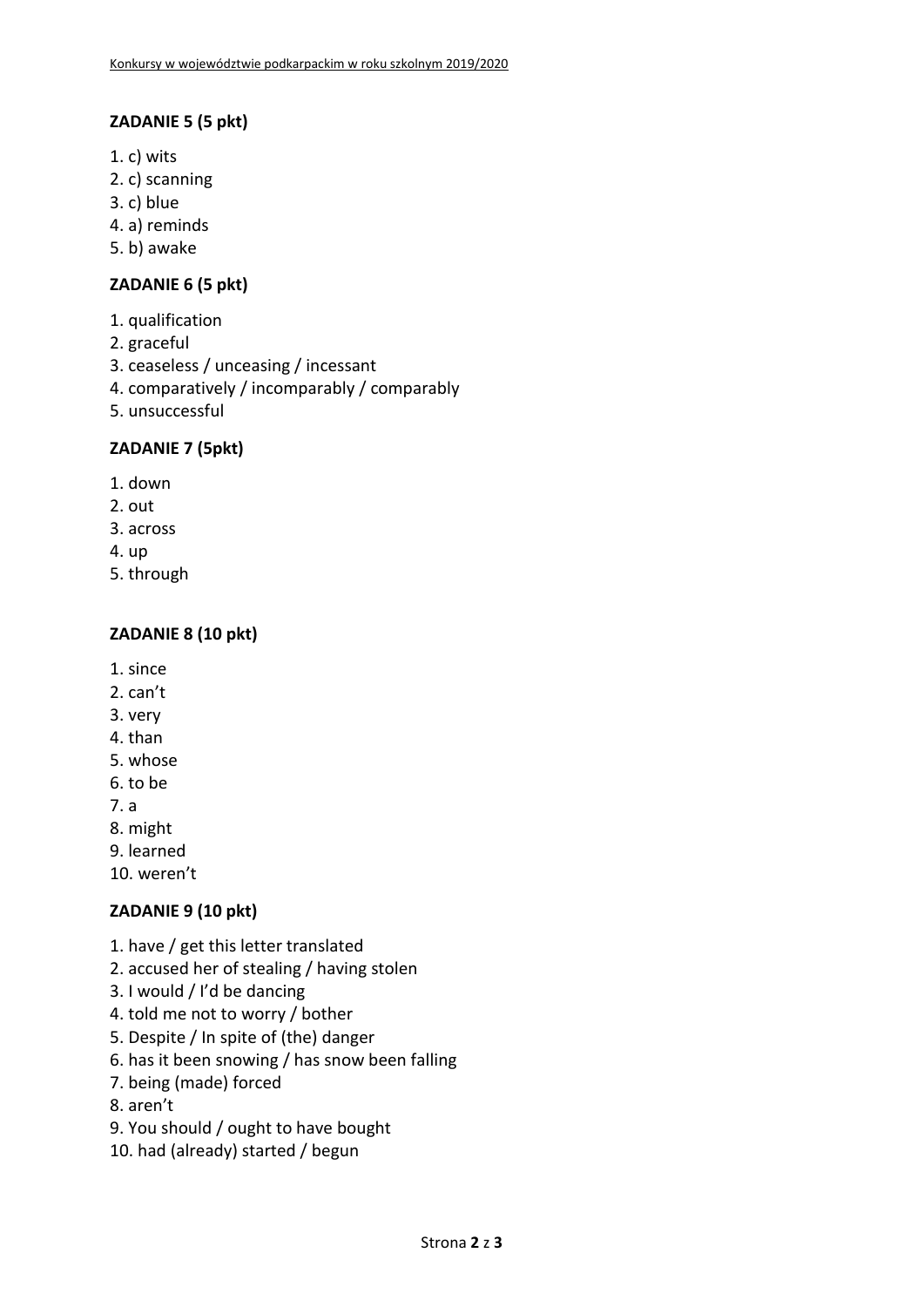**ZADANIE 5 (5 pkt)**

1. c) wits
2. c) scanning
3. c) blue
4. a) reminds
5. b) awake

**ZADANIE 6 (5 pkt)**

1. qualification
2. graceful
3. ceaseless / unceasing / incessant
4. comparatively / incomparably / comparably
5. unsuccessful

**ZADANIE 7 (5pkt)**

1. down
2. out
3. across
4. up
5. through

**ZADANIE 8 (10 pkt)**

1. since
2. can't
3. very
4. than
5. whose
6. to be
7. a
8. might
9. learned
10. weren't

**ZADANIE 9 (10 pkt)**

1. have / get this letter translated
2. accused her of stealing / having stolen
3. I would / I'd be dancing
4. told me not to worry / bother
5. Despite / In spite of (the) danger
6. has it been snowing / has snow been falling
7. being (made) forced
8. aren't
9. You should / ought to have bought
10. had (already) started / begun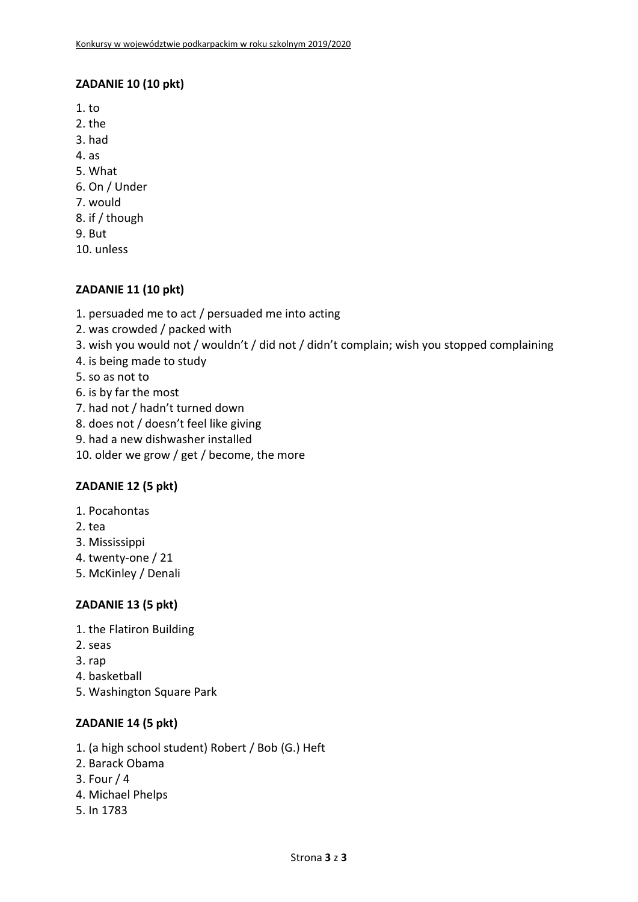**ZADANIE 10 (10 pkt)**

1. to
2. the
3. had
4. as
5. What
6. On / Under
7. would
8. if / though
9. But
10. unless

**ZADANIE 11 (10 pkt)**

1. persuaded me to act / persuaded me into acting
2. was crowded / packed with
3. wish you would not / wouldn't / did not / didn't complain; wish you stopped complaining
4. is being made to study
5. so as not to
6. is by far the most
7. had not / hadn't turned down
8. does not / doesn't feel like giving
9. had a new dishwasher installed
10. older we grow / get / become, the more

**ZADANIE 12 (5 pkt)**

1. Pocahontas
2. tea
3. Mississippi
4. twenty-one / 21
5. McKinley / Denali

**ZADANIE 13 (5 pkt)**

1. the Flatiron Building
2. seas
3. rap
4. basketball
5. Washington Square Park

**ZADANIE 14 (5 pkt)**

1. (a high school student) Robert / Bob (G.) Heft
2. Barack Obama
3. Four / 4
4. Michael Phelps
5. In 1783